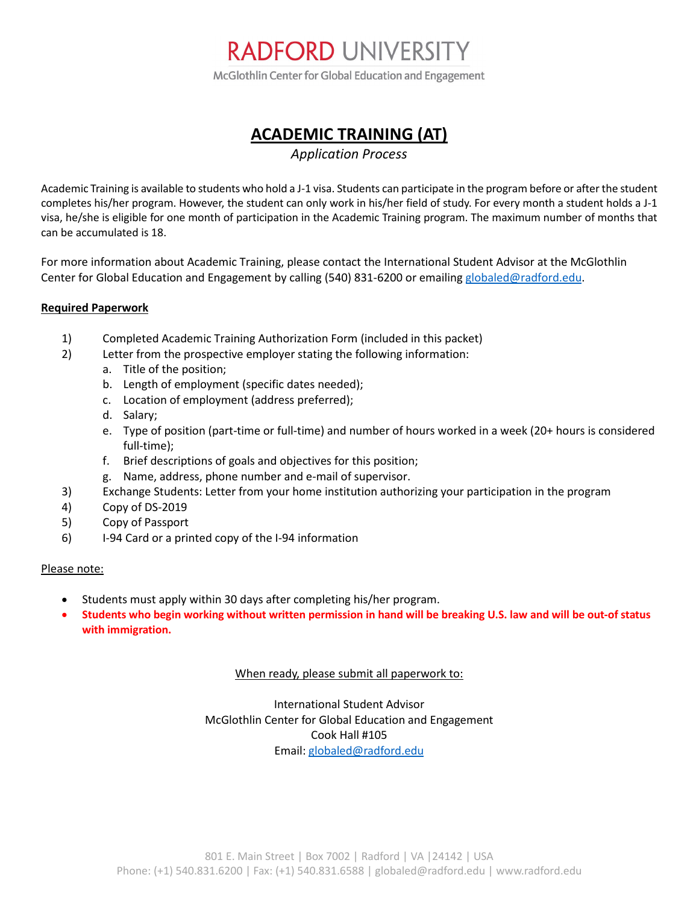# RADFORD UNIVERSITY

McGlothlin Center for Global Education and Engagement

## ACADEMIC TRAINING (AT)

*Application Process*

Academic Training is available to students who hold a J-1 visa. Students can participate in the program before or after the student completes his/her program. However, the student can only work in his/her field of study. For every month a student holds a J-1 visa, he/she is eligible for one month of participation in the Academic Training program. The maximum number of months that can be accumulated is 18.

For more information about Academic Training, please contact the International Student Advisor at the McGlothlin Center for Global Education and Engagement by calling (540) 831-6200 or emailing globaled@radford.edu.

**Required Paperwork**

1) Completed Academic Training Authorization Form (included in this packet)
2) Letter from the prospective employer stating the following information:
   a. Title of the position;
   b. Length of employment (specific dates needed);
   c. Location of employment (address preferred);
   d. Salary;
   e. Type of position (part-time or full-time) and number of hours worked in a week (20+ hours is considered full-time);
   f. Brief descriptions of goals and objectives for this position;
   g. Name, address, phone number and e-mail of supervisor.
3) Exchange Students: Letter from your home institution authorizing your participation in the program
4) Copy of DS-2019
5) Copy of Passport
6) I-94 Card or a printed copy of the I-94 information

Please note:

- Students must apply within 30 days after completing his/her program.
- **Students who begin working without written permission in hand will be breaking U.S. law and will be out-of status with immigration.**

When ready, please submit all paperwork to:

International Student Advisor
McGlothlin Center for Global Education and Engagement
Cook Hall #105
Email: globaled@radford.edu

801 E. Main Street | Box 7002 | Radford | VA |24142 | USA
Phone: (+1) 540.831.6200 | Fax: (+1) 540.831.6588 | globaled@radford.edu | www.radford.edu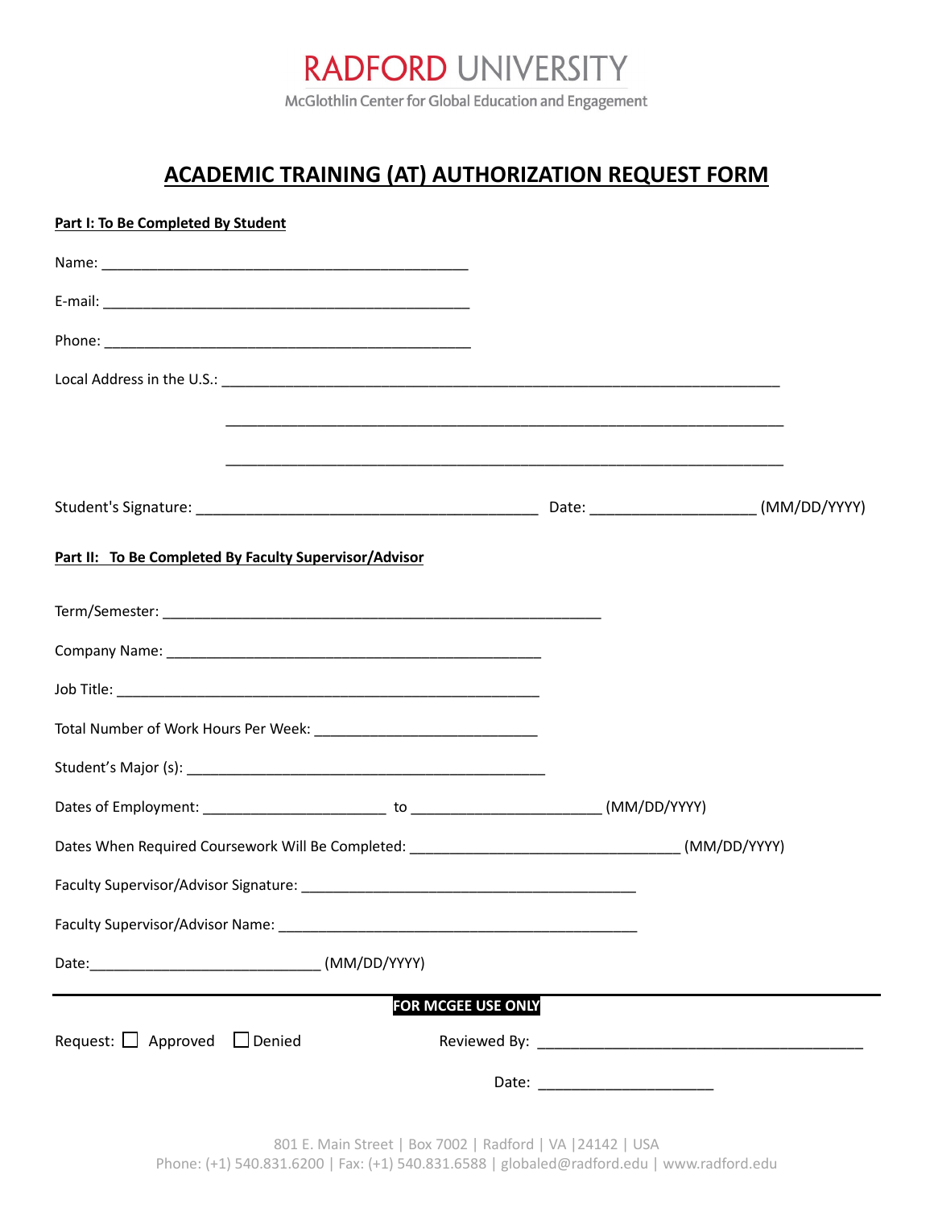RADFORD UNIVERSITY

McGlothlin Center for Global Education and Engagement

# ACADEMIC TRAINING (AT) AUTHORIZATION REQUEST FORM

**Part I: To Be Completed By Student**

Name: _______________________________________________

E-mail: _______________________________________________

Phone: _______________________________________________

Local Address in the U.S.: _______________________________________________________________________

_______________________________________________________________________

_______________________________________________________________________

Student's Signature: ___________________________________________ Date: ____________________ (MM/DD/YYYY)

**Part II: To Be Completed By Faculty Supervisor/Advisor**

Term/Semester: ________________________________________________________

Company Name: ________________________________________________

Job Title: ______________________________________________________

Total Number of Work Hours Per Week: ____________________________

Student's Major (s): ___________________________________________

Dates of Employment: _______________________ to _______________________ (MM/DD/YYYY)

Dates When Required Coursework Will Be Completed: _________________________________ (MM/DD/YYYY)

Faculty Supervisor/Advisor Signature: __________________________________________

Faculty Supervisor/Advisor Name: ______________________________________________

Date:_____________________________ (MM/DD/YYYY)

**FOR MCGEE USE ONLY**

Request: ☐ Approved ☐ Denied

Reviewed By: ________________________________________

Date: ______________________

801 E. Main Street | Box 7002 | Radford | VA |24142 | USA
Phone: (+1) 540.831.6200 | Fax: (+1) 540.831.6588 | globaled@radford.edu | www.radford.edu